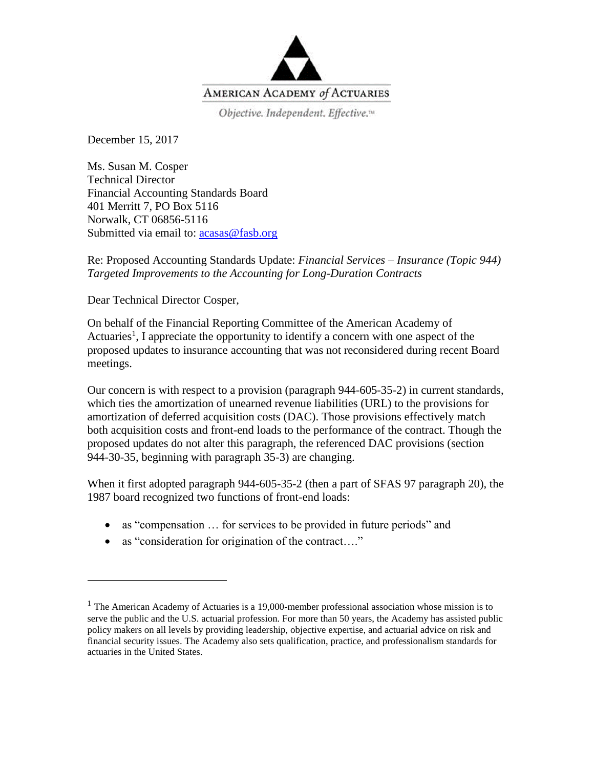AMERICAN ACADEMY *of* ACTUARIES

*Objective. Independent. Effective.™*

December 15, 2017

Ms. Susan M. Cosper
Technical Director
Financial Accounting Standards Board
401 Merritt 7, PO Box 5116
Norwalk, CT 06856-5116
Submitted via email to: acasas@fasb.org

Re: Proposed Accounting Standards Update: *Financial Services – Insurance (Topic 944) Targeted Improvements to the Accounting for Long-Duration Contracts*

Dear Technical Director Cosper,

On behalf of the Financial Reporting Committee of the American Academy of Actuaries[1], I appreciate the opportunity to identify a concern with one aspect of the proposed updates to insurance accounting that was not reconsidered during recent Board meetings.

Our concern is with respect to a provision (paragraph 944-605-35-2) in current standards, which ties the amortization of unearned revenue liabilities (URL) to the provisions for amortization of deferred acquisition costs (DAC). Those provisions effectively match both acquisition costs and front-end loads to the performance of the contract. Though the proposed updates do not alter this paragraph, the referenced DAC provisions (section 944-30-35, beginning with paragraph 35-3) are changing.

When it first adopted paragraph 944-605-35-2 (then a part of SFAS 97 paragraph 20), the 1987 board recognized two functions of front-end loads:

- as "compensation … for services to be provided in future periods" and
- as "consideration for origination of the contract…."

[1] The American Academy of Actuaries is a 19,000-member professional association whose mission is to serve the public and the U.S. actuarial profession. For more than 50 years, the Academy has assisted public policy makers on all levels by providing leadership, objective expertise, and actuarial advice on risk and financial security issues. The Academy also sets qualification, practice, and professionalism standards for actuaries in the United States.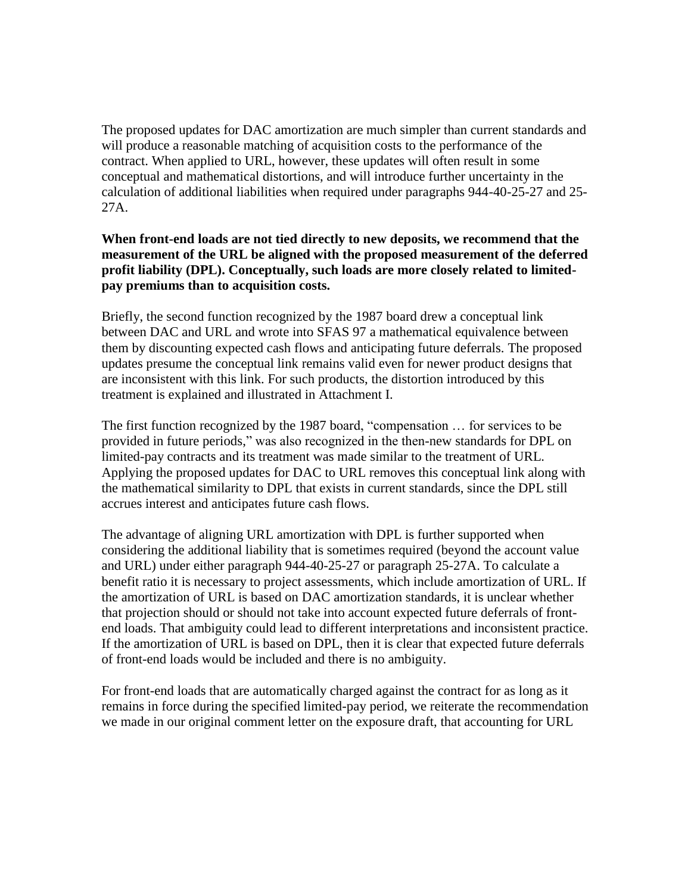The proposed updates for DAC amortization are much simpler than current standards and will produce a reasonable matching of acquisition costs to the performance of the contract. When applied to URL, however, these updates will often result in some conceptual and mathematical distortions, and will introduce further uncertainty in the calculation of additional liabilities when required under paragraphs 944-40-25-27 and 25-27A.

**When front-end loads are not tied directly to new deposits, we recommend that the measurement of the URL be aligned with the proposed measurement of the deferred profit liability (DPL). Conceptually, such loads are more closely related to limited-pay premiums than to acquisition costs.**

Briefly, the second function recognized by the 1987 board drew a conceptual link between DAC and URL and wrote into SFAS 97 a mathematical equivalence between them by discounting expected cash flows and anticipating future deferrals. The proposed updates presume the conceptual link remains valid even for newer product designs that are inconsistent with this link. For such products, the distortion introduced by this treatment is explained and illustrated in Attachment I.

The first function recognized by the 1987 board, "compensation … for services to be provided in future periods," was also recognized in the then-new standards for DPL on limited-pay contracts and its treatment was made similar to the treatment of URL. Applying the proposed updates for DAC to URL removes this conceptual link along with the mathematical similarity to DPL that exists in current standards, since the DPL still accrues interest and anticipates future cash flows.

The advantage of aligning URL amortization with DPL is further supported when considering the additional liability that is sometimes required (beyond the account value and URL) under either paragraph 944-40-25-27 or paragraph 25-27A. To calculate a benefit ratio it is necessary to project assessments, which include amortization of URL. If the amortization of URL is based on DAC amortization standards, it is unclear whether that projection should or should not take into account expected future deferrals of front-end loads. That ambiguity could lead to different interpretations and inconsistent practice. If the amortization of URL is based on DPL, then it is clear that expected future deferrals of front-end loads would be included and there is no ambiguity.

For front-end loads that are automatically charged against the contract for as long as it remains in force during the specified limited-pay period, we reiterate the recommendation we made in our original comment letter on the exposure draft, that accounting for URL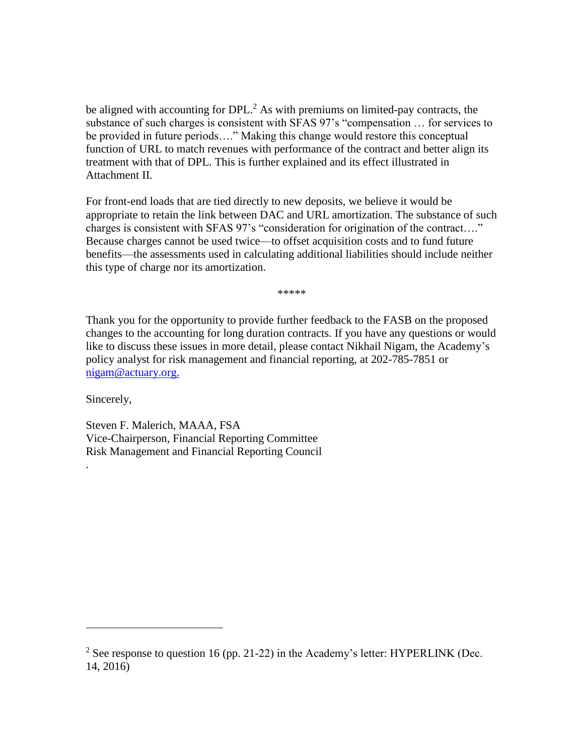be aligned with accounting for DPL.[2] As with premiums on limited-pay contracts, the substance of such charges is consistent with SFAS 97's "compensation … for services to be provided in future periods…." Making this change would restore this conceptual function of URL to match revenues with performance of the contract and better align its treatment with that of DPL. This is further explained and its effect illustrated in Attachment II.

For front-end loads that are tied directly to new deposits, we believe it would be appropriate to retain the link between DAC and URL amortization. The substance of such charges is consistent with SFAS 97's "consideration for origination of the contract…." Because charges cannot be used twice—to offset acquisition costs and to fund future benefits—the assessments used in calculating additional liabilities should include neither this type of charge nor its amortization.

*****

Thank you for the opportunity to provide further feedback to the FASB on the proposed changes to the accounting for long duration contracts. If you have any questions or would like to discuss these issues in more detail, please contact Nikhail Nigam, the Academy's policy analyst for risk management and financial reporting, at 202-785-7851 or [nigam@actuary.org.](mailto:nigam@actuary.org)

Sincerely,

Steven F. Malerich, MAAA, FSA
Vice-Chairperson, Financial Reporting Committee
Risk Management and Financial Reporting Council

.

---

[2] See response to question 16 (pp. 21-22) in the Academy's letter: HYPERLINK (Dec. 14, 2016)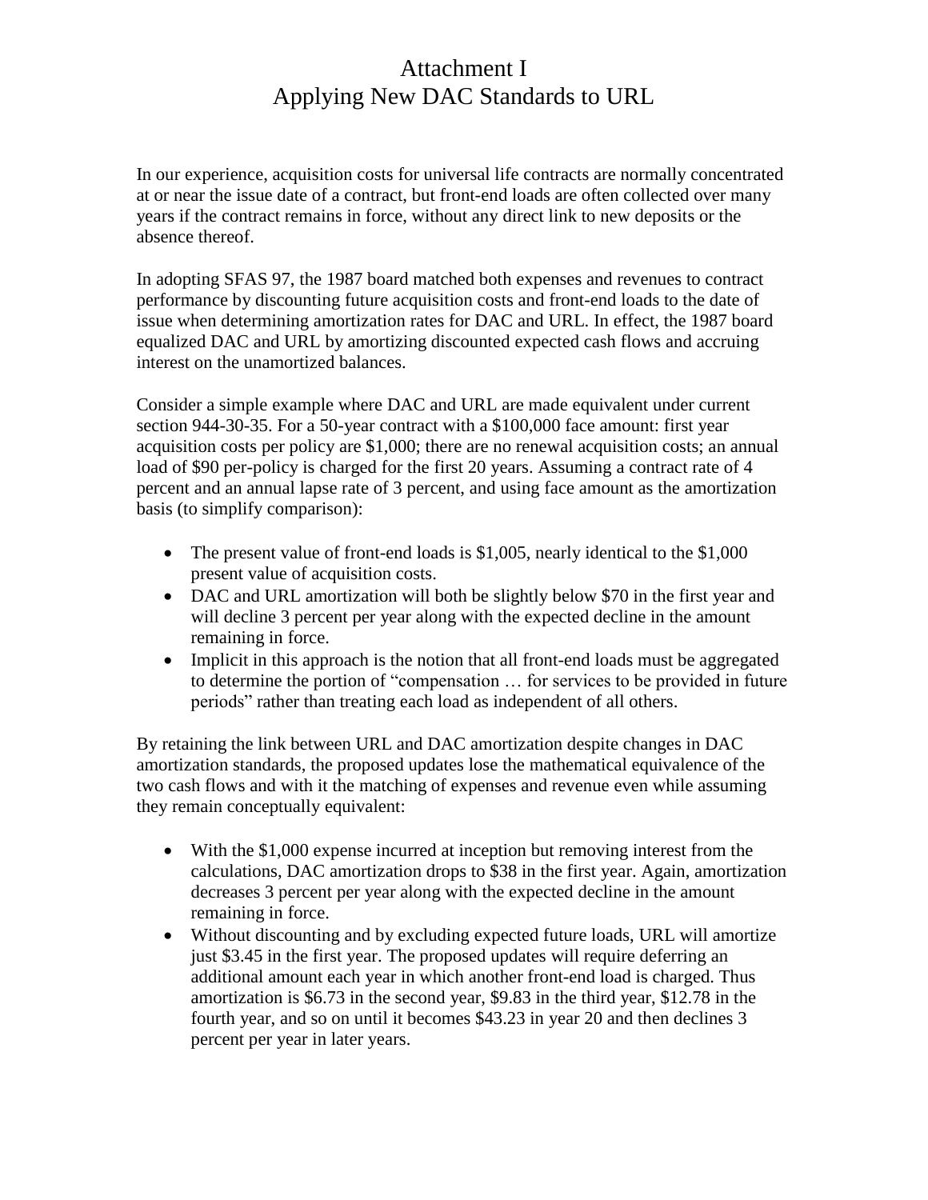# Attachment I
## Applying New DAC Standards to URL

In our experience, acquisition costs for universal life contracts are normally concentrated at or near the issue date of a contract, but front-end loads are often collected over many years if the contract remains in force, without any direct link to new deposits or the absence thereof.

In adopting SFAS 97, the 1987 board matched both expenses and revenues to contract performance by discounting future acquisition costs and front-end loads to the date of issue when determining amortization rates for DAC and URL. In effect, the 1987 board equalized DAC and URL by amortizing discounted expected cash flows and accruing interest on the unamortized balances.

Consider a simple example where DAC and URL are made equivalent under current section 944-30-35. For a 50-year contract with a $100,000 face amount: first year acquisition costs per policy are $1,000; there are no renewal acquisition costs; an annual load of $90 per-policy is charged for the first 20 years. Assuming a contract rate of 4 percent and an annual lapse rate of 3 percent, and using face amount as the amortization basis (to simplify comparison):

- The present value of front-end loads is $1,005, nearly identical to the $1,000 present value of acquisition costs.
- DAC and URL amortization will both be slightly below $70 in the first year and will decline 3 percent per year along with the expected decline in the amount remaining in force.
- Implicit in this approach is the notion that all front-end loads must be aggregated to determine the portion of "compensation … for services to be provided in future periods" rather than treating each load as independent of all others.

By retaining the link between URL and DAC amortization despite changes in DAC amortization standards, the proposed updates lose the mathematical equivalence of the two cash flows and with it the matching of expenses and revenue even while assuming they remain conceptually equivalent:

- With the $1,000 expense incurred at inception but removing interest from the calculations, DAC amortization drops to $38 in the first year. Again, amortization decreases 3 percent per year along with the expected decline in the amount remaining in force.
- Without discounting and by excluding expected future loads, URL will amortize just $3.45 in the first year. The proposed updates will require deferring an additional amount each year in which another front-end load is charged. Thus amortization is $6.73 in the second year, $9.83 in the third year, $12.78 in the fourth year, and so on until it becomes $43.23 in year 20 and then declines 3 percent per year in later years.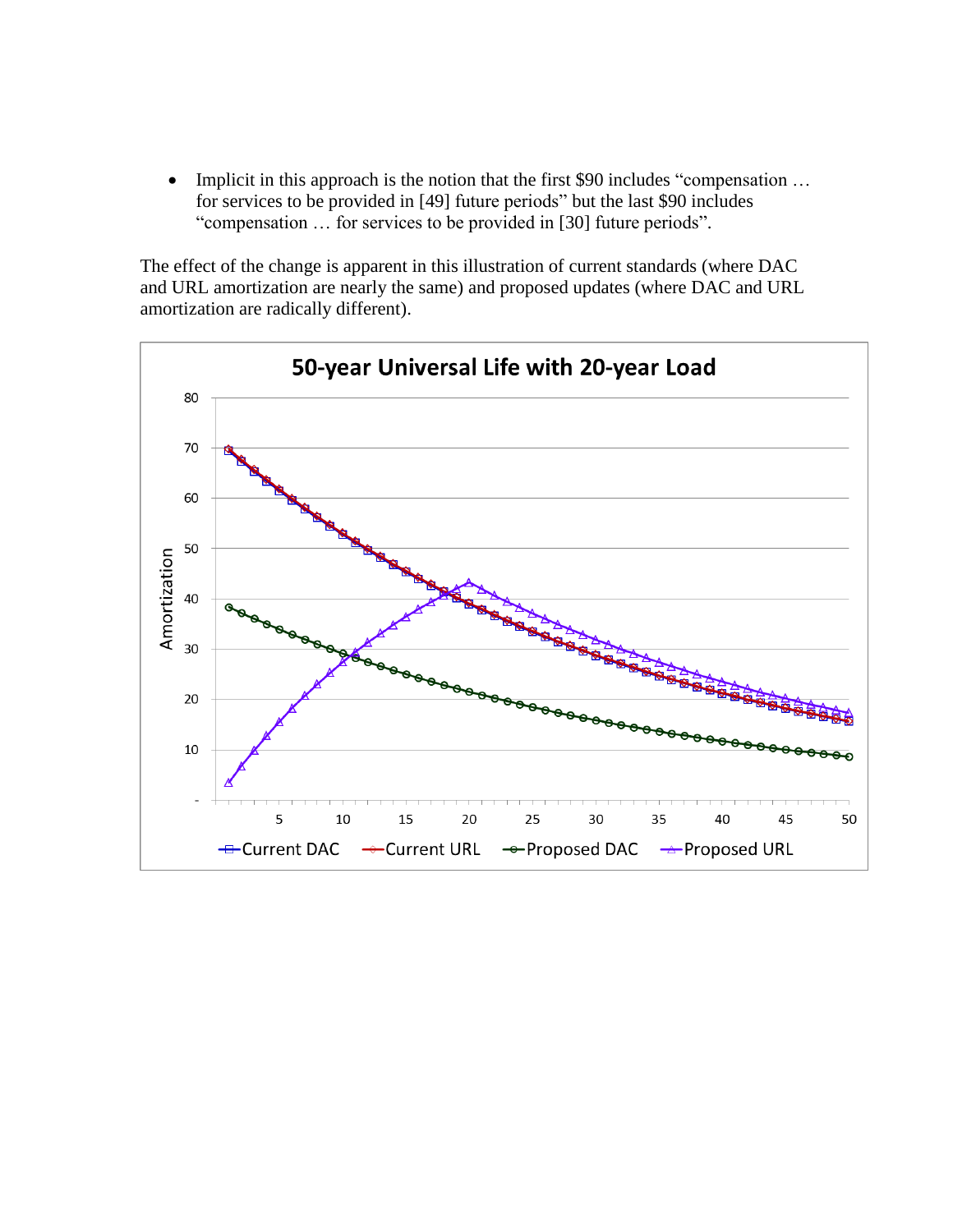- Implicit in this approach is the notion that the first $90 includes "compensation … for services to be provided in [49] future periods" but the last $90 includes "compensation … for services to be provided in [30] future periods".

The effect of the change is apparent in this illustration of current standards (where DAC and URL amortization are nearly the same) and proposed updates (where DAC and URL amortization are radically different).

**50-year Universal Life with 20-year Load**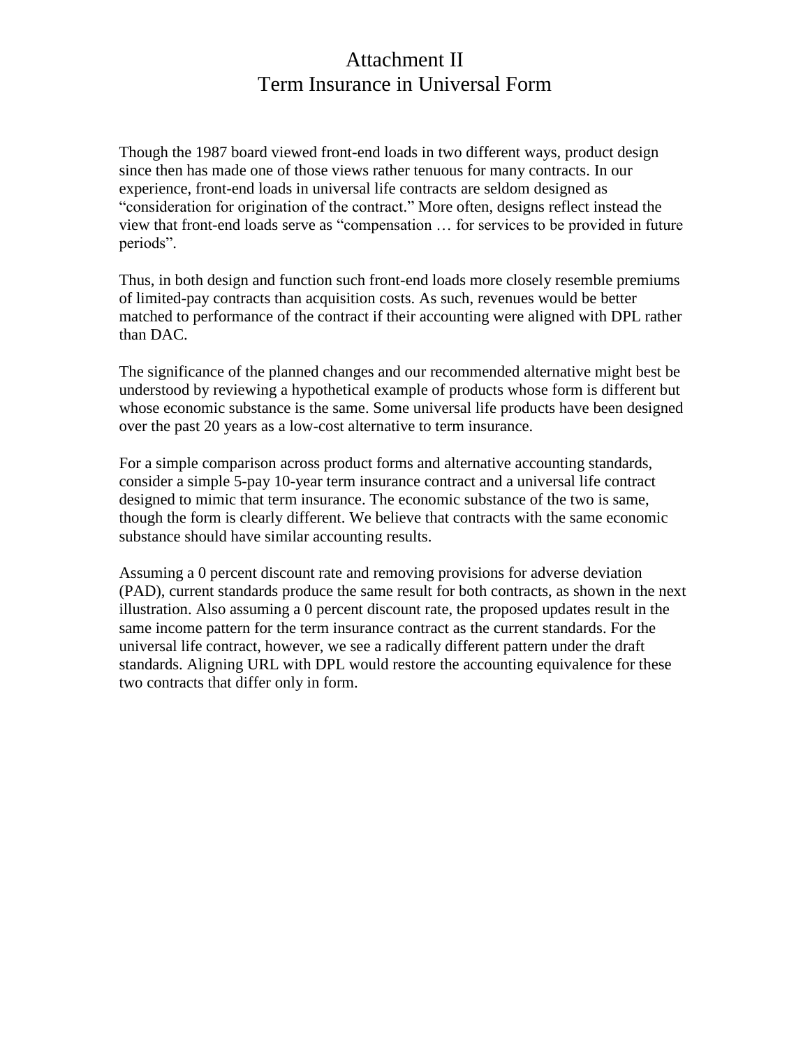# Attachment II
# Term Insurance in Universal Form

Though the 1987 board viewed front-end loads in two different ways, product design since then has made one of those views rather tenuous for many contracts. In our experience, front-end loads in universal life contracts are seldom designed as "consideration for origination of the contract." More often, designs reflect instead the view that front-end loads serve as "compensation … for services to be provided in future periods".

Thus, in both design and function such front-end loads more closely resemble premiums of limited-pay contracts than acquisition costs. As such, revenues would be better matched to performance of the contract if their accounting were aligned with DPL rather than DAC.

The significance of the planned changes and our recommended alternative might best be understood by reviewing a hypothetical example of products whose form is different but whose economic substance is the same. Some universal life products have been designed over the past 20 years as a low-cost alternative to term insurance.

For a simple comparison across product forms and alternative accounting standards, consider a simple 5-pay 10-year term insurance contract and a universal life contract designed to mimic that term insurance. The economic substance of the two is same, though the form is clearly different. We believe that contracts with the same economic substance should have similar accounting results.

Assuming a 0 percent discount rate and removing provisions for adverse deviation (PAD), current standards produce the same result for both contracts, as shown in the next illustration. Also assuming a 0 percent discount rate, the proposed updates result in the same income pattern for the term insurance contract as the current standards. For the universal life contract, however, we see a radically different pattern under the draft standards. Aligning URL with DPL would restore the accounting equivalence for these two contracts that differ only in form.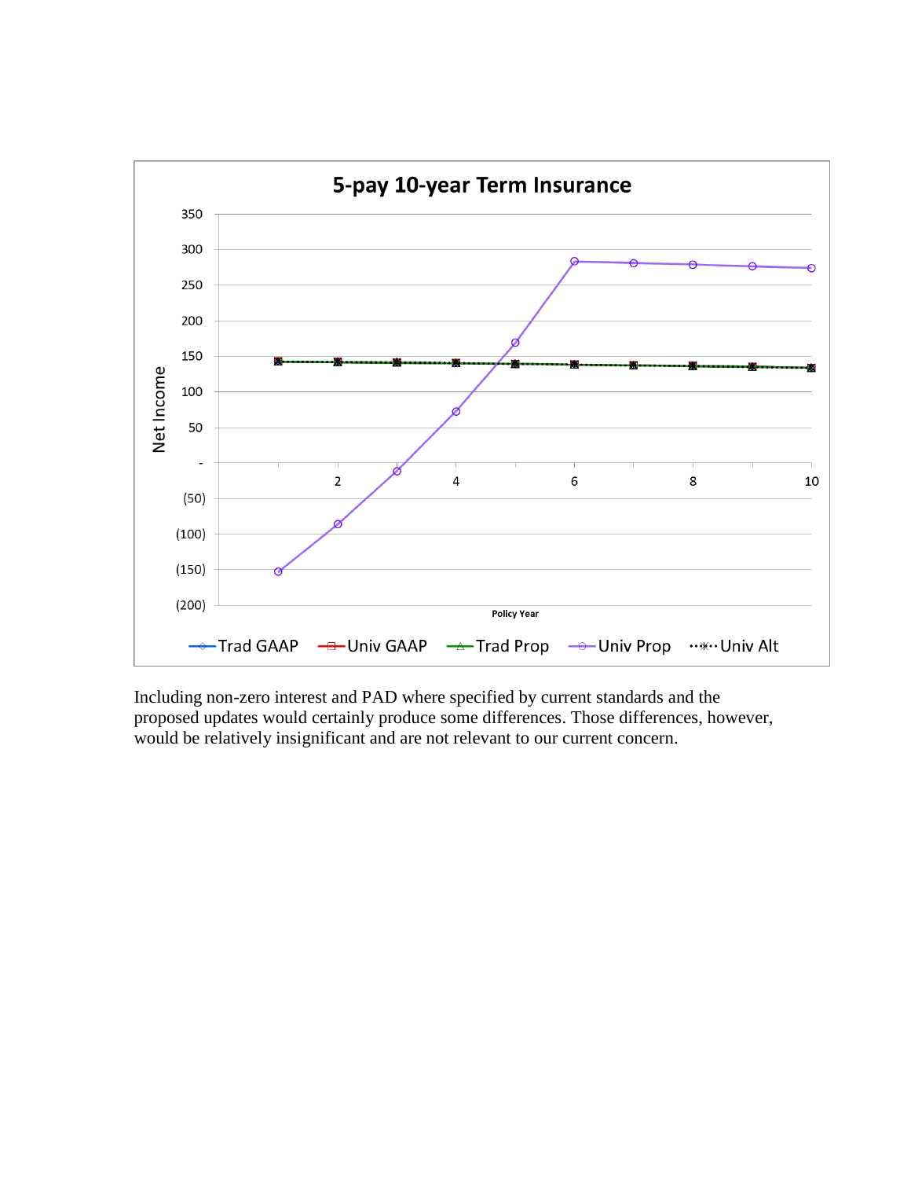5-pay 10-year Term Insurance

Net Income

350
300
250
200
150
100
50
-
(50)
(100)
(150)
(200)

2
4
6
8
10

Policy Year

Trad GAAP
Univ GAAP
Trad Prop
Univ Prop
Univ Alt

Including non-zero interest and PAD where specified by current standards and the proposed updates would certainly produce some differences. Those differences, however, would be relatively insignificant and are not relevant to our current concern.